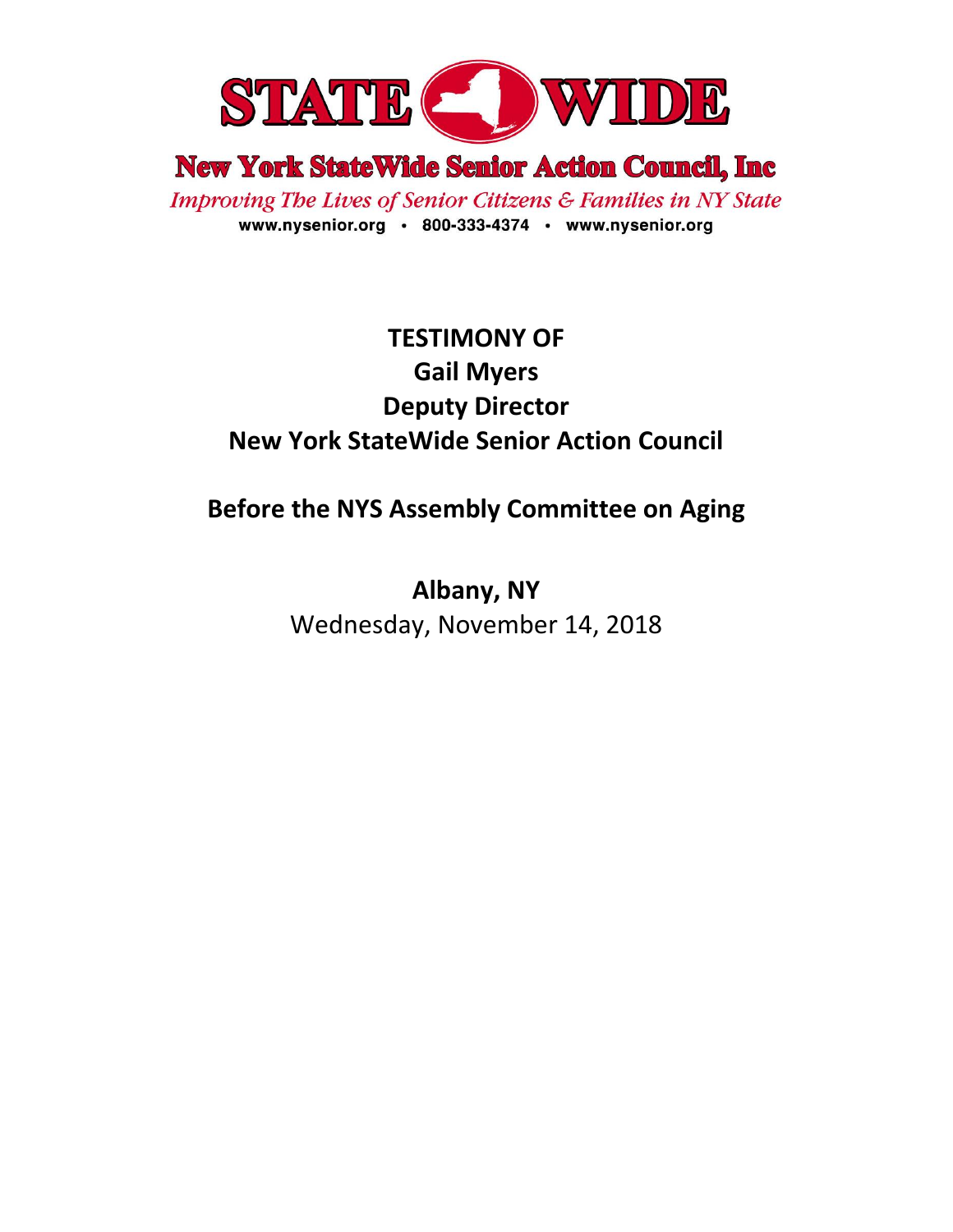**STATE WIDE**

**New York StateWide Senior Action Council, Inc**

*Improving The Lives of Senior Citizens & Families in NY State*

www.nysenior.org • 800-333-4374 • www.nysenior.org

# TESTIMONY OF
# Gail Myers
# Deputy Director
# New York StateWide Senior Action Council

## Before the NYS Assembly Committee on Aging

**Albany, NY**

Wednesday, November 14, 2018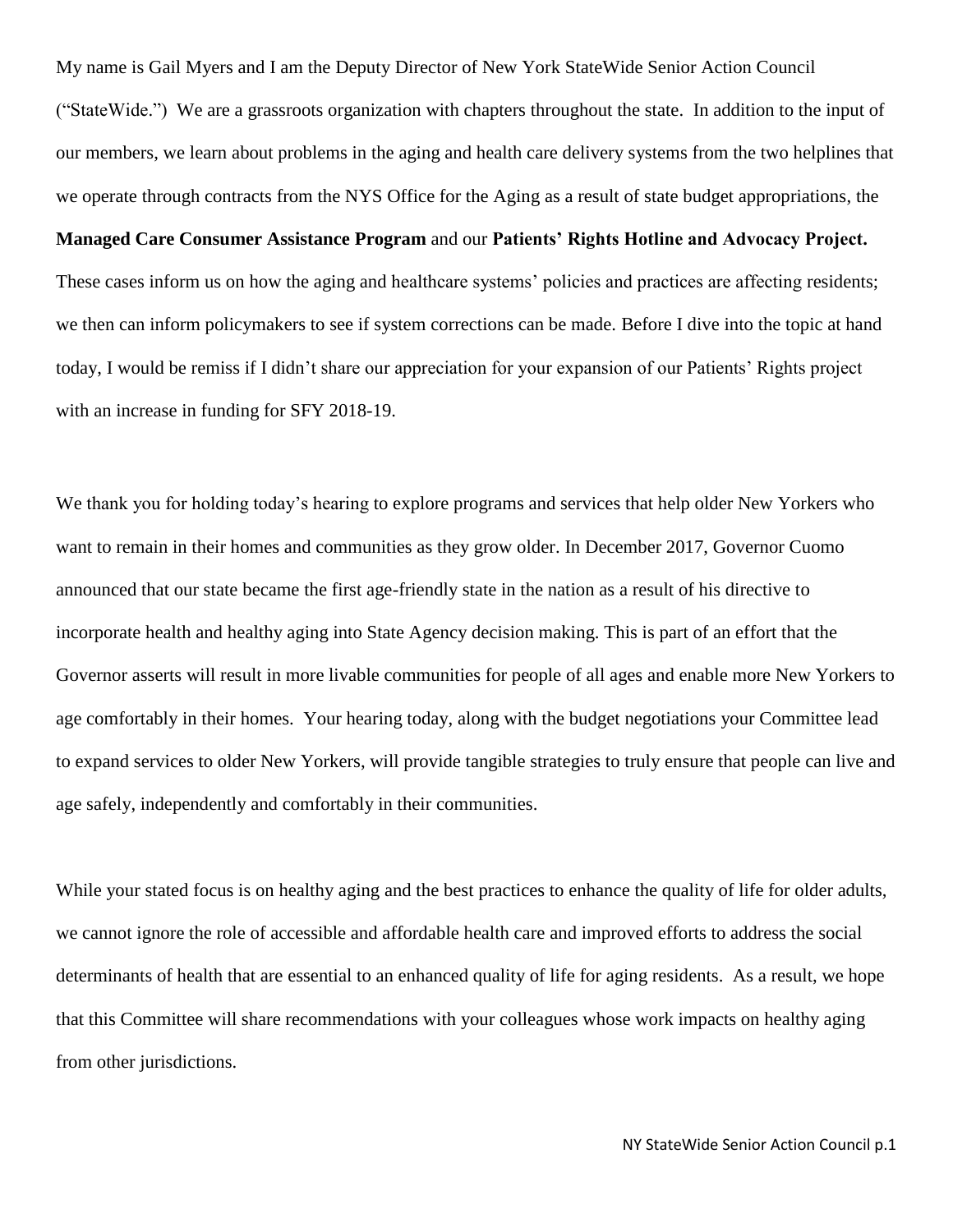My name is Gail Myers and I am the Deputy Director of New York StateWide Senior Action Council ("StateWide.") We are a grassroots organization with chapters throughout the state. In addition to the input of our members, we learn about problems in the aging and health care delivery systems from the two helplines that we operate through contracts from the NYS Office for the Aging as a result of state budget appropriations, the **Managed Care Consumer Assistance Program** and our **Patients' Rights Hotline and Advocacy Project.** These cases inform us on how the aging and healthcare systems' policies and practices are affecting residents; we then can inform policymakers to see if system corrections can be made. Before I dive into the topic at hand today, I would be remiss if I didn't share our appreciation for your expansion of our Patients' Rights project with an increase in funding for SFY 2018-19.

We thank you for holding today's hearing to explore programs and services that help older New Yorkers who want to remain in their homes and communities as they grow older. In December 2017, Governor Cuomo announced that our state became the first age-friendly state in the nation as a result of his directive to incorporate health and healthy aging into State Agency decision making. This is part of an effort that the Governor asserts will result in more livable communities for people of all ages and enable more New Yorkers to age comfortably in their homes. Your hearing today, along with the budget negotiations your Committee lead to expand services to older New Yorkers, will provide tangible strategies to truly ensure that people can live and age safely, independently and comfortably in their communities.

While your stated focus is on healthy aging and the best practices to enhance the quality of life for older adults, we cannot ignore the role of accessible and affordable health care and improved efforts to address the social determinants of health that are essential to an enhanced quality of life for aging residents. As a result, we hope that this Committee will share recommendations with your colleagues whose work impacts on healthy aging from other jurisdictions.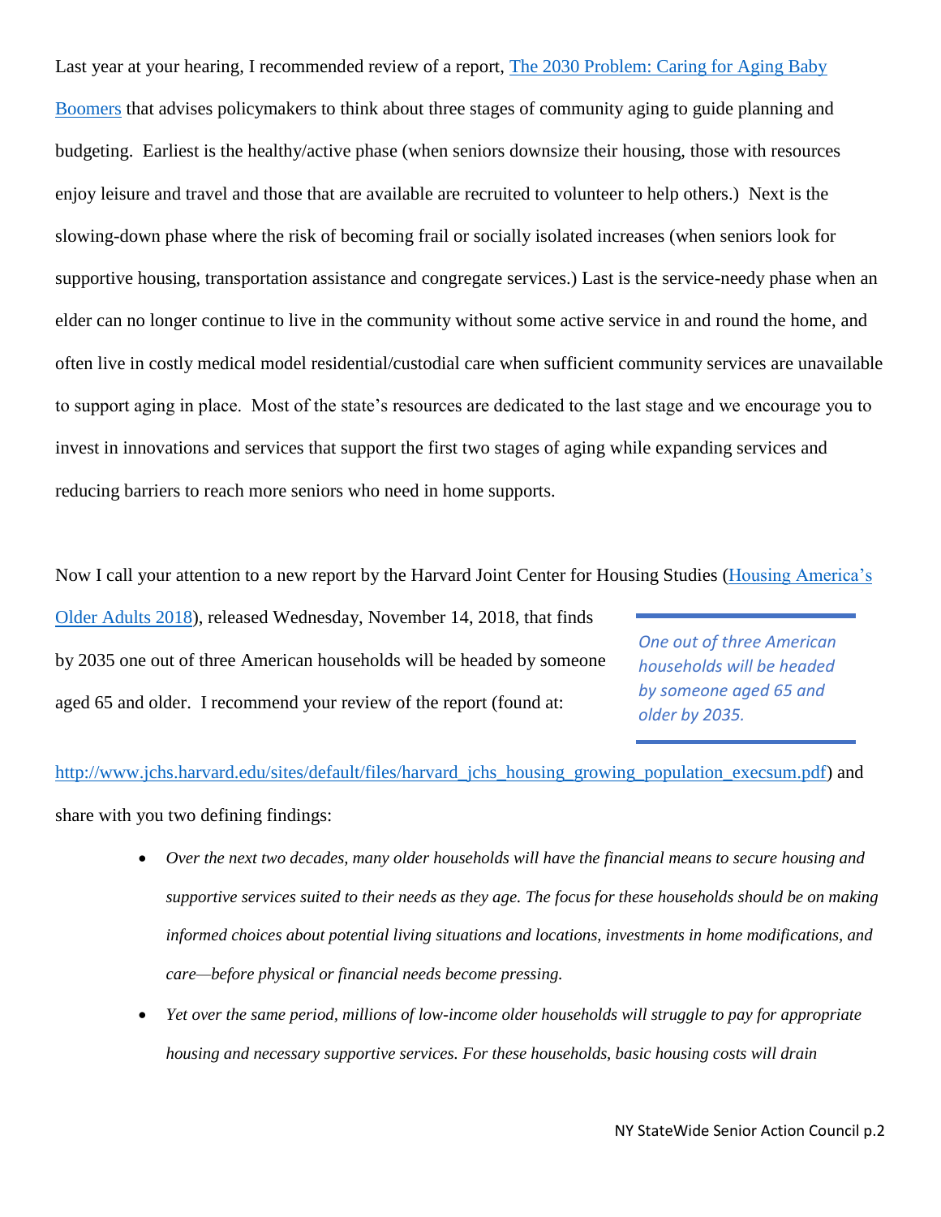Last year at your hearing, I recommended review of a report, [The 2030 Problem: Caring for Aging Baby Boomers] that advises policymakers to think about three stages of community aging to guide planning and budgeting. Earliest is the healthy/active phase (when seniors downsize their housing, those with resources enjoy leisure and travel and those that are available are recruited to volunteer to help others.) Next is the slowing-down phase where the risk of becoming frail or socially isolated increases (when seniors look for supportive housing, transportation assistance and congregate services.) Last is the service-needy phase when an elder can no longer continue to live in the community without some active service in and round the home, and often live in costly medical model residential/custodial care when sufficient community services are unavailable to support aging in place. Most of the state's resources are dedicated to the last stage and we encourage you to invest in innovations and services that support the first two stages of aging while expanding services and reducing barriers to reach more seniors who need in home supports.

Now I call your attention to a new report by the Harvard Joint Center for Housing Studies (Housing America's Older Adults 2018), released Wednesday, November 14, 2018, that finds by 2035 one out of three American households will be headed by someone aged 65 and older. I recommend your review of the report (found at: http://www.jchs.harvard.edu/sites/default/files/harvard_jchs_housing_growing_population_execsum.pdf) and share with you two defining findings:

> *One out of three American households will be headed by someone aged 65 and older by 2035.*

- *Over the next two decades, many older households will have the financial means to secure housing and supportive services suited to their needs as they age. The focus for these households should be on making informed choices about potential living situations and locations, investments in home modifications, and care—before physical or financial needs become pressing.*
- *Yet over the same period, millions of low-income older households will struggle to pay for appropriate housing and necessary supportive services. For these households, basic housing costs will drain*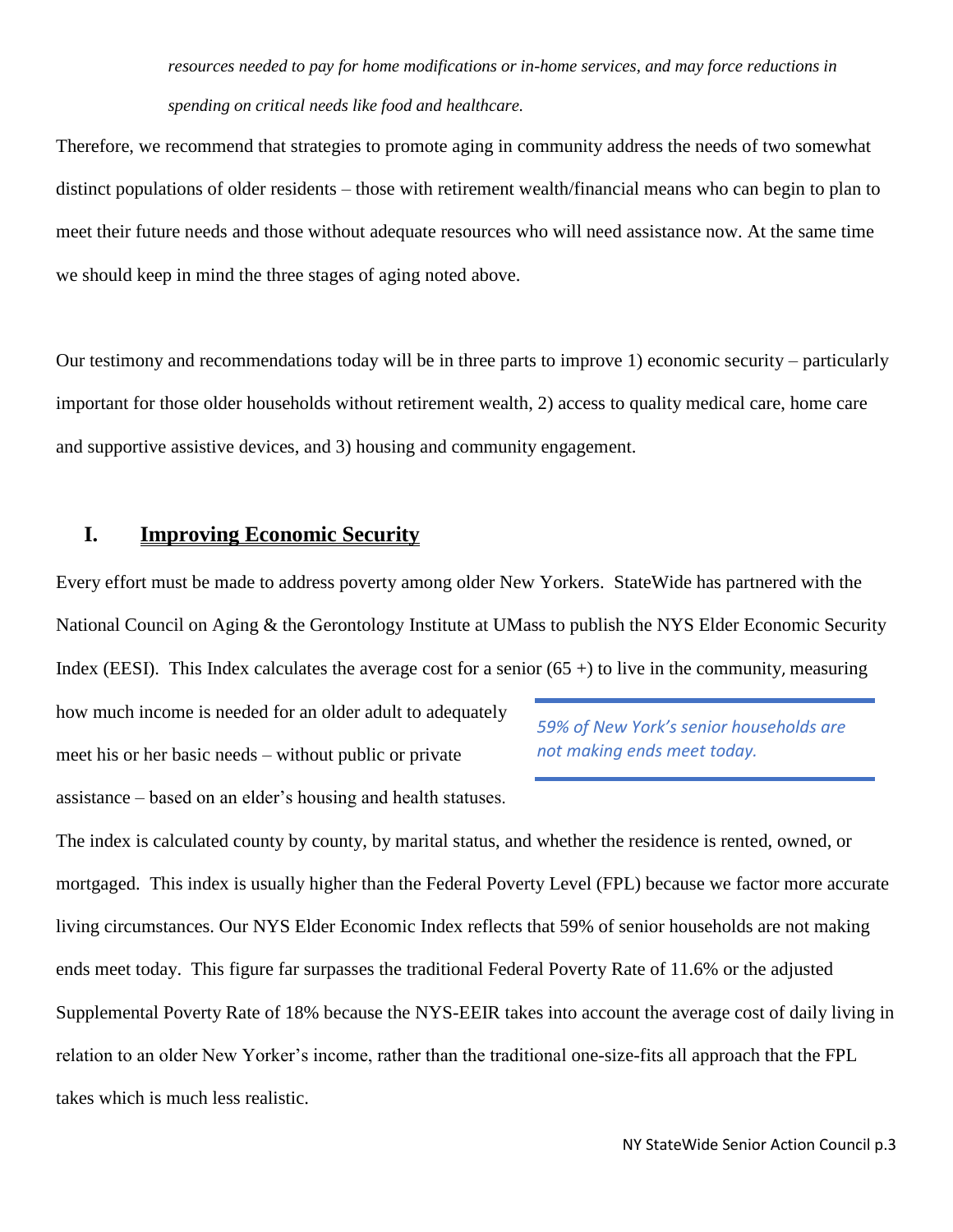*resources needed to pay for home modifications or in-home services, and may force reductions in spending on critical needs like food and healthcare.*

Therefore, we recommend that strategies to promote aging in community address the needs of two somewhat distinct populations of older residents – those with retirement wealth/financial means who can begin to plan to meet their future needs and those without adequate resources who will need assistance now. At the same time we should keep in mind the three stages of aging noted above.

Our testimony and recommendations today will be in three parts to improve 1) economic security – particularly important for those older households without retirement wealth, 2) access to quality medical care, home care and supportive assistive devices, and 3) housing and community engagement.

## I. Improving Economic Security

Every effort must be made to address poverty among older New Yorkers. StateWide has partnered with the National Council on Aging & the Gerontology Institute at UMass to publish the NYS Elder Economic Security Index (EESI). This Index calculates the average cost for a senior (65 +) to live in the community, measuring how much income is needed for an older adult to adequately meet his or her basic needs – without public or private assistance – based on an elder's housing and health statuses.

> *59% of New York's senior households are not making ends meet today.*

The index is calculated county by county, by marital status, and whether the residence is rented, owned, or mortgaged. This index is usually higher than the Federal Poverty Level (FPL) because we factor more accurate living circumstances. Our NYS Elder Economic Index reflects that 59% of senior households are not making ends meet today. This figure far surpasses the traditional Federal Poverty Rate of 11.6% or the adjusted Supplemental Poverty Rate of 18% because the NYS-EEIR takes into account the average cost of daily living in relation to an older New Yorker's income, rather than the traditional one-size-fits all approach that the FPL takes which is much less realistic.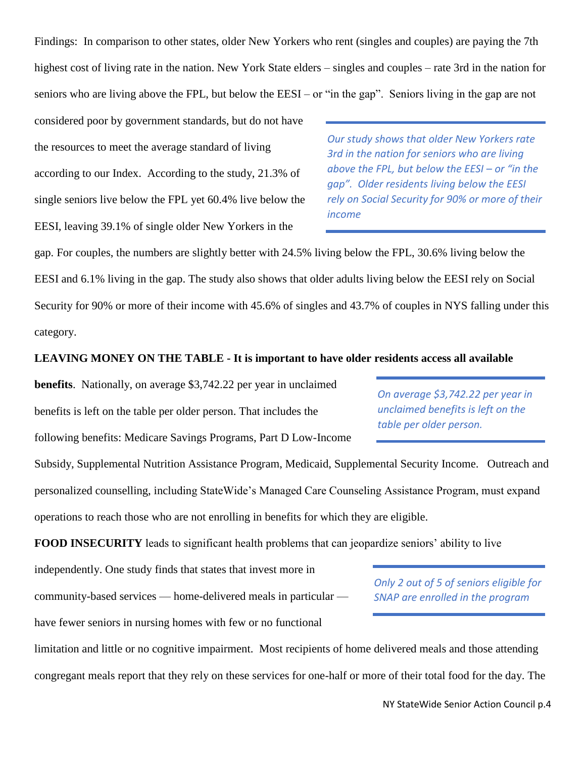Findings: In comparison to other states, older New Yorkers who rent (singles and couples) are paying the 7th highest cost of living rate in the nation. New York State elders – singles and couples – rate 3rd in the nation for seniors who are living above the FPL, but below the EESI – or "in the gap". Seniors living in the gap are not considered poor by government standards, but do not have the resources to meet the average standard of living according to our Index. According to the study, 21.3% of single seniors live below the FPL yet 60.4% live below the EESI, leaving 39.1% of single older New Yorkers in the gap. For couples, the numbers are slightly better with 24.5% living below the FPL, 30.6% living below the EESI and 6.1% living in the gap. The study also shows that older adults living below the EESI rely on Social Security for 90% or more of their income with 45.6% of singles and 43.7% of couples in NYS falling under this category.

> *Our study shows that older New Yorkers rate 3rd in the nation for seniors who are living above the FPL, but below the EESI – or "in the gap". Older residents living below the EESI rely on Social Security for 90% or more of their income*

**LEAVING MONEY ON THE TABLE - It is important to have older residents access all available benefits**. Nationally, on average $3,742.22 per year in unclaimed benefits is left on the table per older person. That includes the following benefits: Medicare Savings Programs, Part D Low-Income Subsidy, Supplemental Nutrition Assistance Program, Medicaid, Supplemental Security Income. Outreach and personalized counselling, including StateWide's Managed Care Counseling Assistance Program, must expand operations to reach those who are not enrolling in benefits for which they are eligible.

> *On average $3,742.22 per year in unclaimed benefits is left on the table per older person.*

**FOOD INSECURITY** leads to significant health problems that can jeopardize seniors' ability to live independently. One study finds that states that invest more in community-based services — home-delivered meals in particular — have fewer seniors in nursing homes with few or no functional limitation and little or no cognitive impairment. Most recipients of home delivered meals and those attending congregant meals report that they rely on these services for one-half or more of their total food for the day. The

> *Only 2 out of 5 of seniors eligible for SNAP are enrolled in the program*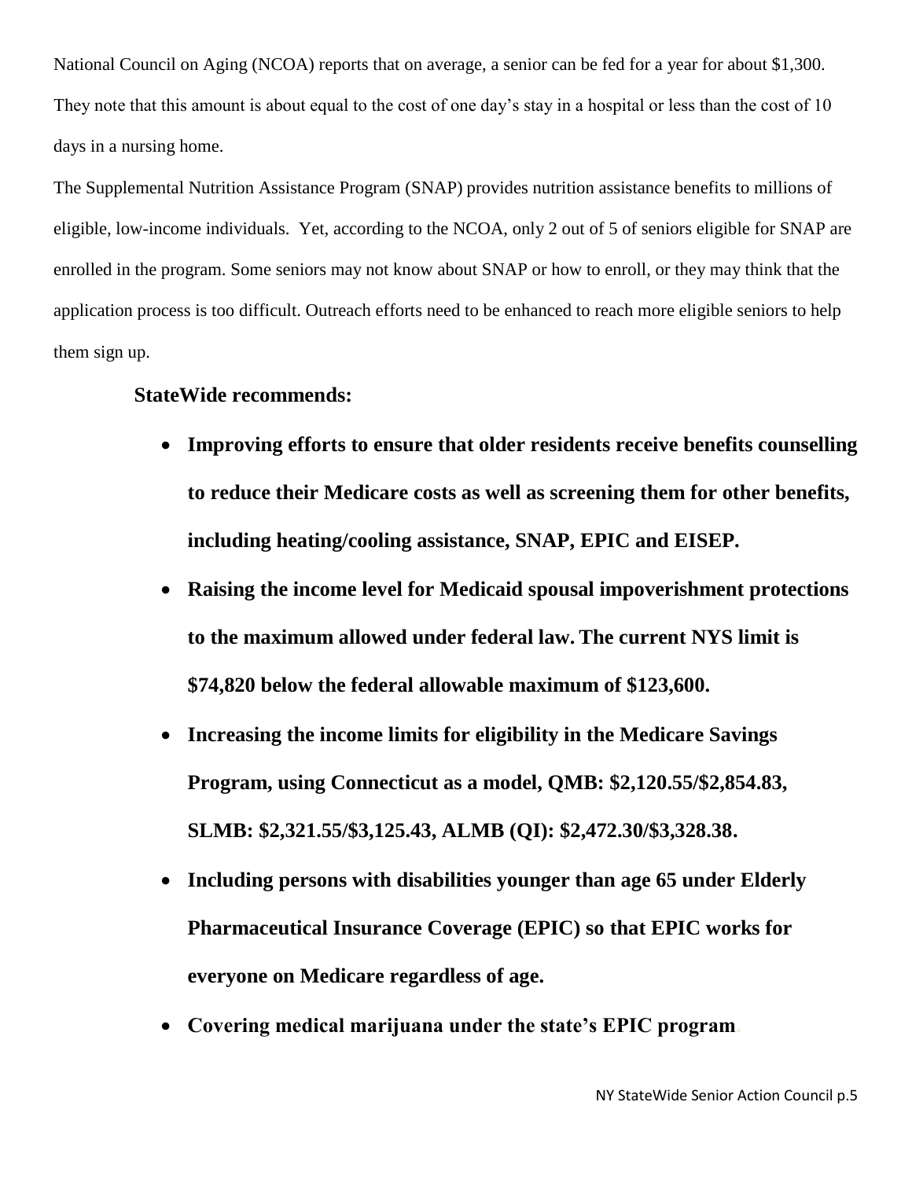National Council on Aging (NCOA) reports that on average, a senior can be fed for a year for about $1,300. They note that this amount is about equal to the cost of one day's stay in a hospital or less than the cost of 10 days in a nursing home.

The Supplemental Nutrition Assistance Program (SNAP) provides nutrition assistance benefits to millions of eligible, low-income individuals. Yet, according to the NCOA, only 2 out of 5 of seniors eligible for SNAP are enrolled in the program. Some seniors may not know about SNAP or how to enroll, or they may think that the application process is too difficult. Outreach efforts need to be enhanced to reach more eligible seniors to help them sign up.

**StateWide recommends:**

- **Improving efforts to ensure that older residents receive benefits counselling to reduce their Medicare costs as well as screening them for other benefits, including heating/cooling assistance, SNAP, EPIC and EISEP.**
- **Raising the income level for Medicaid spousal impoverishment protections to the maximum allowed under federal law. The current NYS limit is $74,820 below the federal allowable maximum of $123,600.**
- **Increasing the income limits for eligibility in the Medicare Savings Program, using Connecticut as a model, QMB: $2,120.55/$2,854.83, SLMB: $2,321.55/$3,125.43, ALMB (QI): $2,472.30/$3,328.38.**
- **Including persons with disabilities younger than age 65 under Elderly Pharmaceutical Insurance Coverage (EPIC) so that EPIC works for everyone on Medicare regardless of age.**
- **Covering medical marijuana under the state's EPIC program.**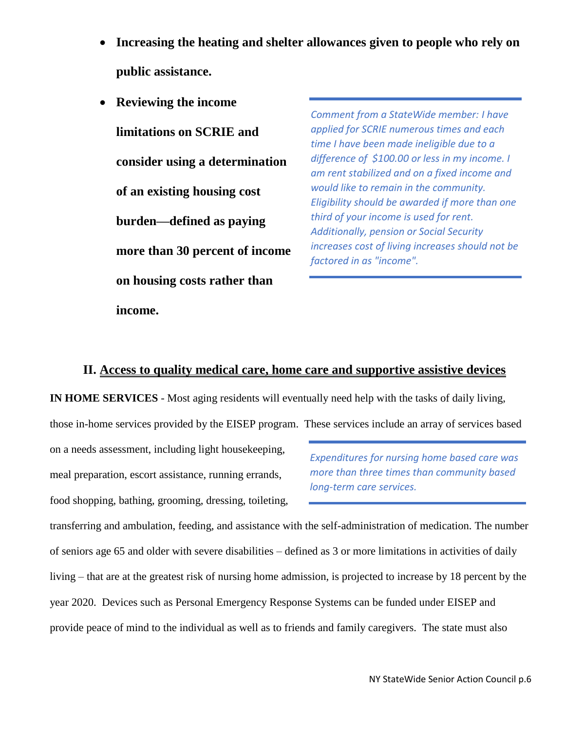- **Increasing the heating and shelter allowances given to people who rely on public assistance.**
- **Reviewing the income limitations on SCRIE and consider using a determination of an existing housing cost burden—defined as paying more than 30 percent of income on housing costs rather than income.**

*Comment from a StateWide member: I have applied for SCRIE numerous times and each time I have been made ineligible due to a difference of $100.00 or less in my income. I am rent stabilized and on a fixed income and would like to remain in the community. Eligibility should be awarded if more than one third of your income is used for rent. Additionally, pension or Social Security increases cost of living increases should not be factored in as "income".*

## II. Access to quality medical care, home care and supportive assistive devices

**IN HOME SERVICES** - Most aging residents will eventually need help with the tasks of daily living, those in-home services provided by the EISEP program. These services include an array of services based on a needs assessment, including light housekeeping, meal preparation, escort assistance, running errands, food shopping, bathing, grooming, dressing, toileting, transferring and ambulation, feeding, and assistance with the self-administration of medication. The number of seniors age 65 and older with severe disabilities – defined as 3 or more limitations in activities of daily living – that are at the greatest risk of nursing home admission, is projected to increase by 18 percent by the year 2020. Devices such as Personal Emergency Response Systems can be funded under EISEP and provide peace of mind to the individual as well as to friends and family caregivers. The state must also

*Expenditures for nursing home based care was more than three times than community based long-term care services.*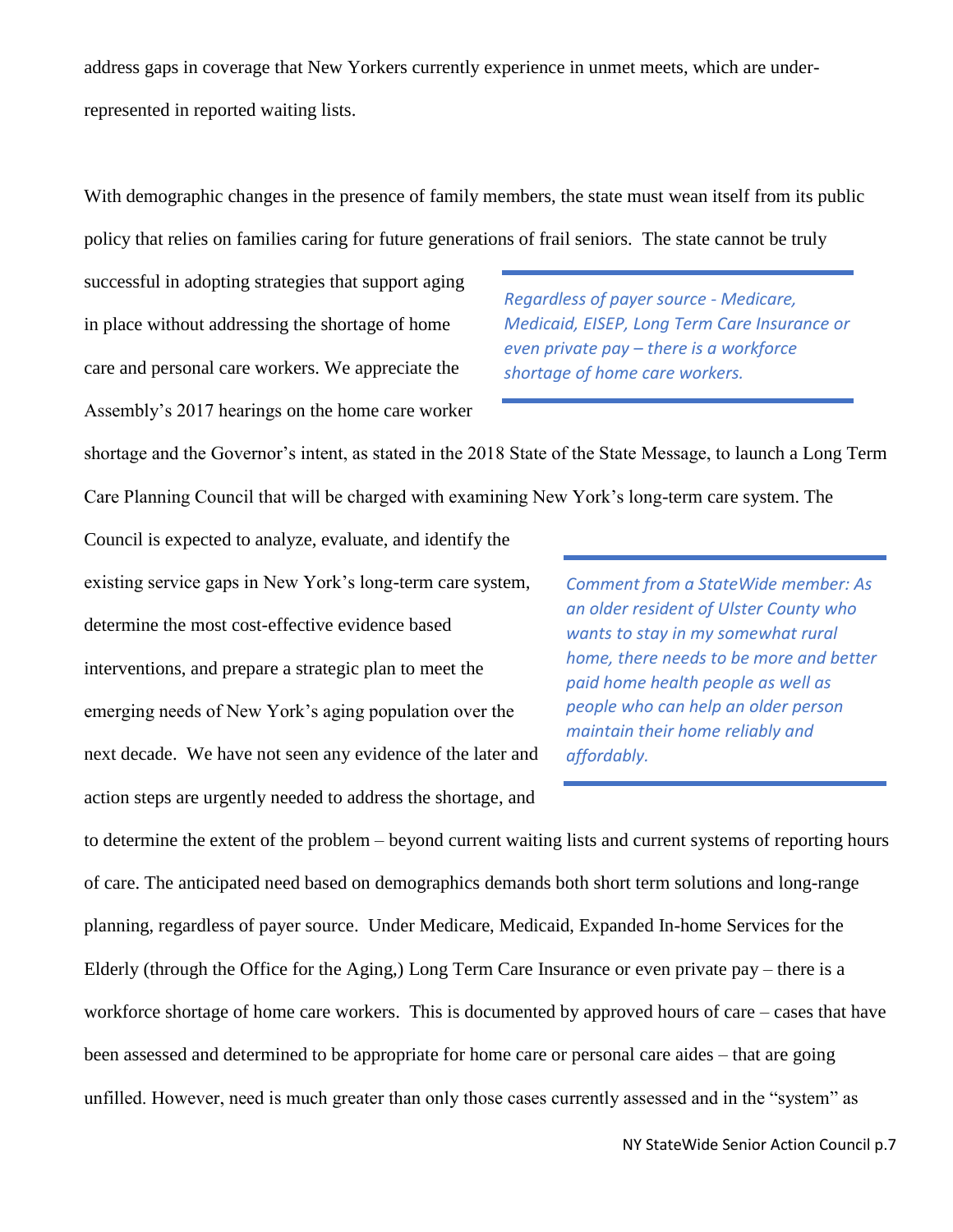address gaps in coverage that New Yorkers currently experience in unmet meets, which are under-represented in reported waiting lists.

With demographic changes in the presence of family members, the state must wean itself from its public policy that relies on families caring for future generations of frail seniors. The state cannot be truly successful in adopting strategies that support aging in place without addressing the shortage of home care and personal care workers. We appreciate the Assembly's 2017 hearings on the home care worker shortage and the Governor's intent, as stated in the 2018 State of the State Message, to launch a Long Term Care Planning Council that will be charged with examining New York's long-term care system. The Council is expected to analyze, evaluate, and identify the existing service gaps in New York's long-term care system, determine the most cost-effective evidence based interventions, and prepare a strategic plan to meet the emerging needs of New York's aging population over the next decade. We have not seen any evidence of the later and action steps are urgently needed to address the shortage, and to determine the extent of the problem – beyond current waiting lists and current systems of reporting hours of care. The anticipated need based on demographics demands both short term solutions and long-range planning, regardless of payer source. Under Medicare, Medicaid, Expanded In-home Services for the Elderly (through the Office for the Aging,) Long Term Care Insurance or even private pay – there is a workforce shortage of home care workers. This is documented by approved hours of care – cases that have been assessed and determined to be appropriate for home care or personal care aides – that are going unfilled. However, need is much greater than only those cases currently assessed and in the "system" as

> *Regardless of payer source - Medicare, Medicaid, EISEP, Long Term Care Insurance or even private pay – there is a workforce shortage of home care workers.*

> *Comment from a StateWide member: As an older resident of Ulster County who wants to stay in my somewhat rural home, there needs to be more and better paid home health people as well as people who can help an older person maintain their home reliably and affordably.*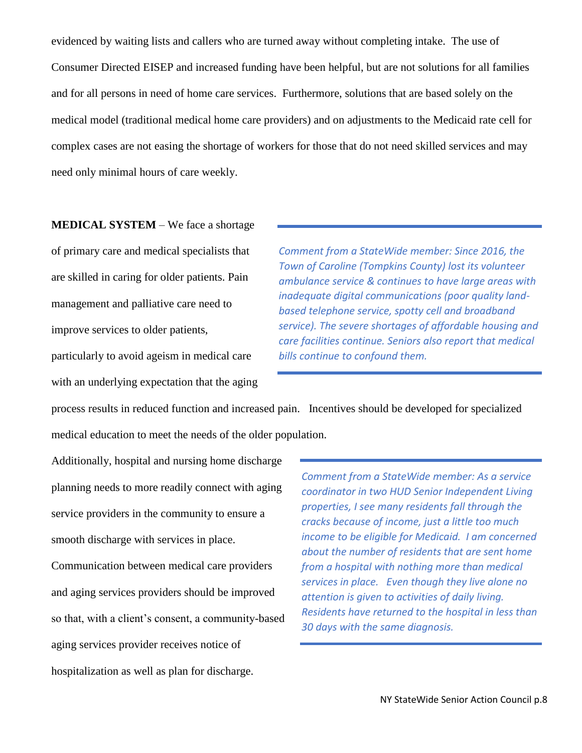evidenced by waiting lists and callers who are turned away without completing intake. The use of Consumer Directed EISEP and increased funding have been helpful, but are not solutions for all families and for all persons in need of home care services. Furthermore, solutions that are based solely on the medical model (traditional medical home care providers) and on adjustments to the Medicaid rate cell for complex cases are not easing the shortage of workers for those that do not need skilled services and may need only minimal hours of care weekly.

**MEDICAL SYSTEM** – We face a shortage of primary care and medical specialists that are skilled in caring for older patients. Pain management and palliative care need to improve services to older patients, particularly to avoid ageism in medical care with an underlying expectation that the aging process results in reduced function and increased pain. Incentives should be developed for specialized medical education to meet the needs of the older population.

*Comment from a StateWide member: Since 2016, the Town of Caroline (Tompkins County) lost its volunteer ambulance service & continues to have large areas with inadequate digital communications (poor quality land-based telephone service, spotty cell and broadband service). The severe shortages of affordable housing and care facilities continue. Seniors also report that medical bills continue to confound them.*

Additionally, hospital and nursing home discharge planning needs to more readily connect with aging service providers in the community to ensure a smooth discharge with services in place. Communication between medical care providers and aging services providers should be improved so that, with a client's consent, a community-based aging services provider receives notice of hospitalization as well as plan for discharge.

*Comment from a StateWide member: As a service coordinator in two HUD Senior Independent Living properties, I see many residents fall through the cracks because of income, just a little too much income to be eligible for Medicaid. I am concerned about the number of residents that are sent home from a hospital with nothing more than medical services in place. Even though they live alone no attention is given to activities of daily living. Residents have returned to the hospital in less than 30 days with the same diagnosis.*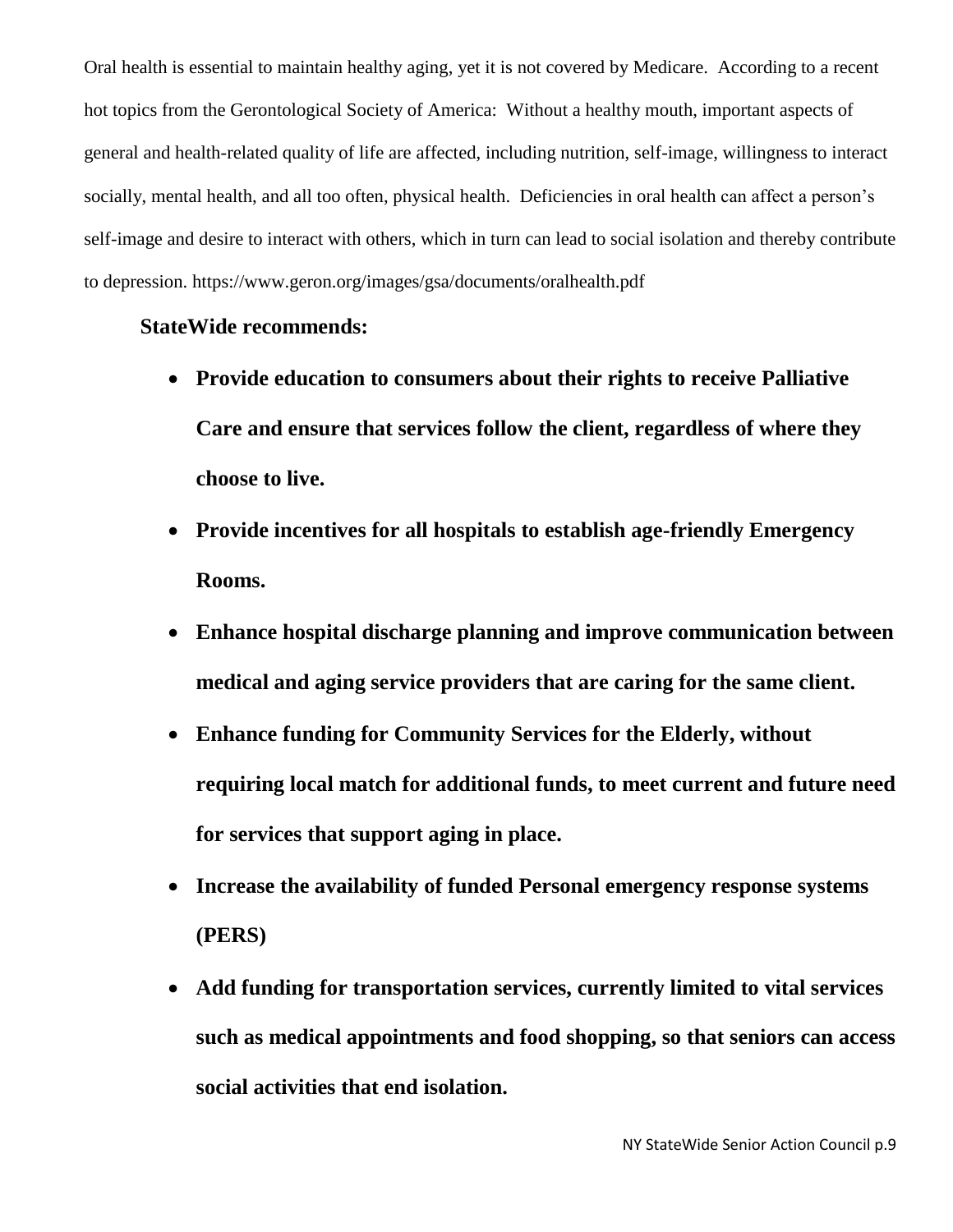Oral health is essential to maintain healthy aging, yet it is not covered by Medicare. According to a recent hot topics from the Gerontological Society of America: Without a healthy mouth, important aspects of general and health-related quality of life are affected, including nutrition, self-image, willingness to interact socially, mental health, and all too often, physical health. Deficiencies in oral health can affect a person's self-image and desire to interact with others, which in turn can lead to social isolation and thereby contribute to depression. https://www.geron.org/images/gsa/documents/oralhealth.pdf

**StateWide recommends:**

- **Provide education to consumers about their rights to receive Palliative Care and ensure that services follow the client, regardless of where they choose to live.**
- **Provide incentives for all hospitals to establish age-friendly Emergency Rooms.**
- **Enhance hospital discharge planning and improve communication between medical and aging service providers that are caring for the same client.**
- **Enhance funding for Community Services for the Elderly, without requiring local match for additional funds, to meet current and future need for services that support aging in place.**
- **Increase the availability of funded Personal emergency response systems (PERS)**
- **Add funding for transportation services, currently limited to vital services such as medical appointments and food shopping, so that seniors can access social activities that end isolation.**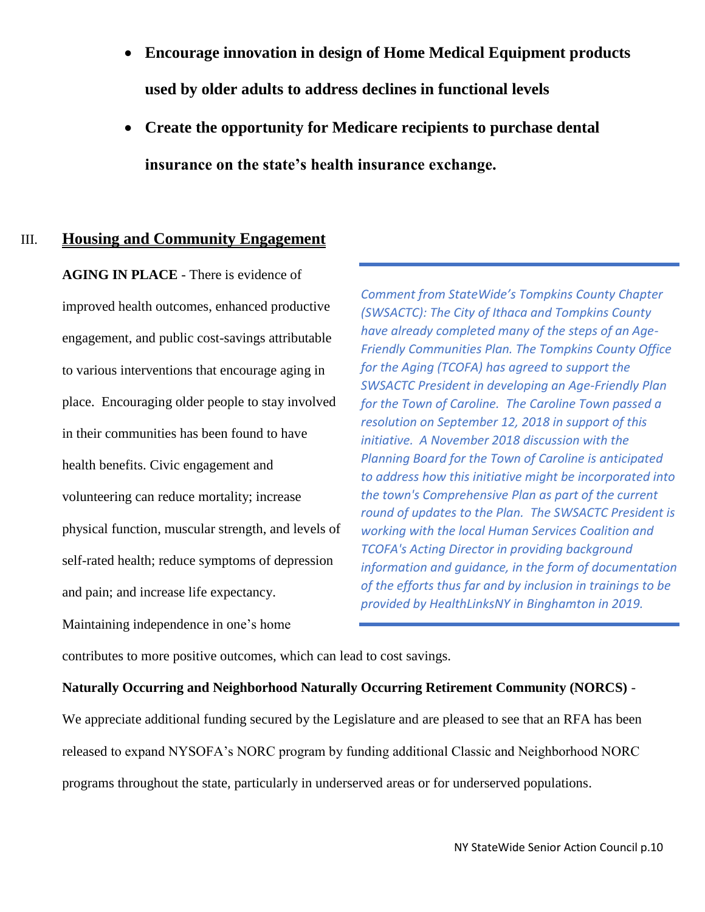- **Encourage innovation in design of Home Medical Equipment products used by older adults to address declines in functional levels**
- **Create the opportunity for Medicare recipients to purchase dental insurance on the state's health insurance exchange.**

## III. Housing and Community Engagement

**AGING IN PLACE** - There is evidence of improved health outcomes, enhanced productive engagement, and public cost-savings attributable to various interventions that encourage aging in place. Encouraging older people to stay involved in their communities has been found to have health benefits. Civic engagement and volunteering can reduce mortality; increase physical function, muscular strength, and levels of self-rated health; reduce symptoms of depression and pain; and increase life expectancy. Maintaining independence in one's home contributes to more positive outcomes, which can lead to cost savings.

> *Comment from StateWide's Tompkins County Chapter (SWSACTC): The City of Ithaca and Tompkins County have already completed many of the steps of an Age-Friendly Communities Plan. The Tompkins County Office for the Aging (TCOFA) has agreed to support the SWSACTC President in developing an Age-Friendly Plan for the Town of Caroline. The Caroline Town passed a resolution on September 12, 2018 in support of this initiative. A November 2018 discussion with the Planning Board for the Town of Caroline is anticipated to address how this initiative might be incorporated into the town's Comprehensive Plan as part of the current round of updates to the Plan. The SWSACTC President is working with the local Human Services Coalition and TCOFA's Acting Director in providing background information and guidance, in the form of documentation of the efforts thus far and by inclusion in trainings to be provided by HealthLinksNY in Binghamton in 2019.*

**Naturally Occurring and Neighborhood Naturally Occurring Retirement Community (NORCS)** - We appreciate additional funding secured by the Legislature and are pleased to see that an RFA has been released to expand NYSOFA's NORC program by funding additional Classic and Neighborhood NORC programs throughout the state, particularly in underserved areas or for underserved populations.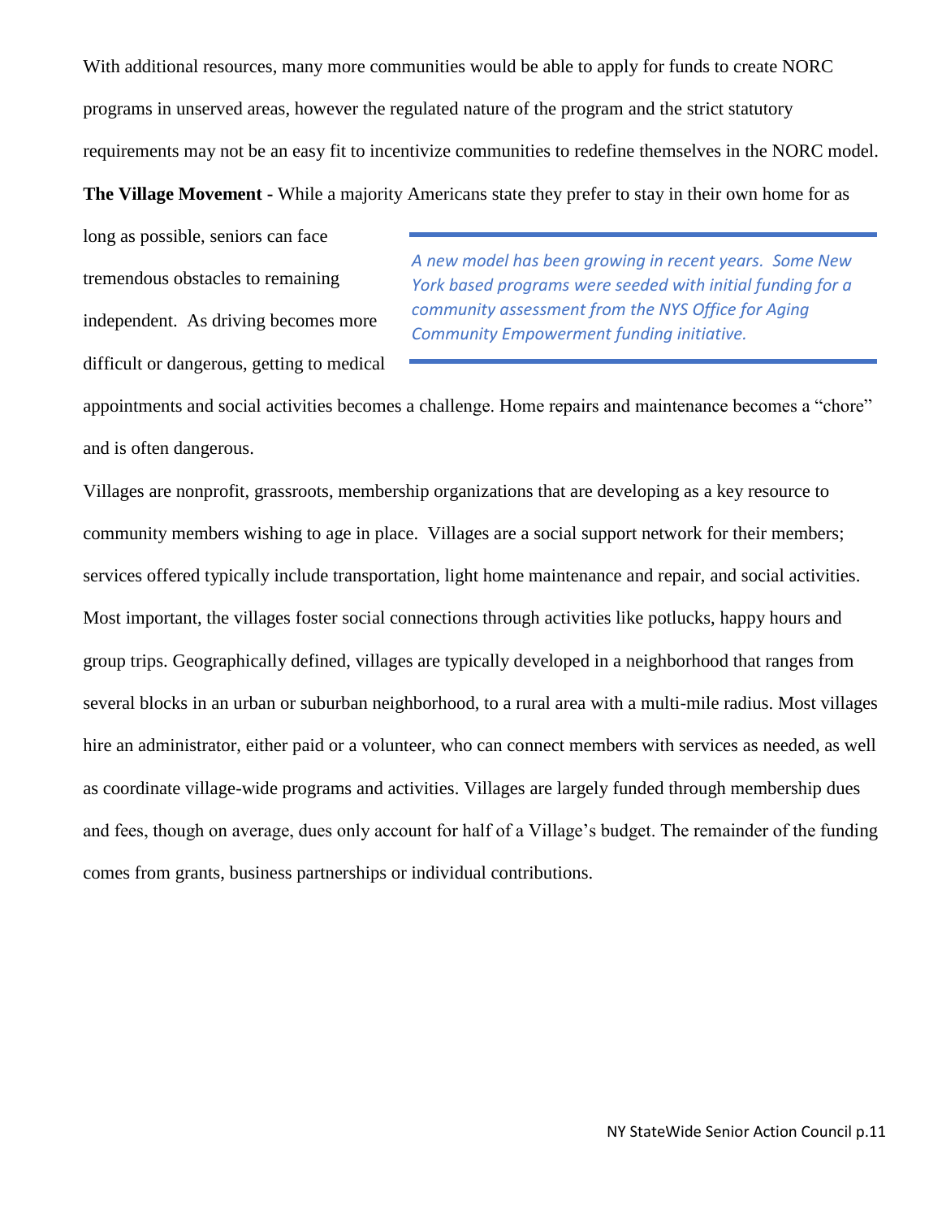With additional resources, many more communities would be able to apply for funds to create NORC programs in unserved areas, however the regulated nature of the program and the strict statutory requirements may not be an easy fit to incentivize communities to redefine themselves in the NORC model.

**The Village Movement -** While a majority Americans state they prefer to stay in their own home for as long as possible, seniors can face tremendous obstacles to remaining independent. As driving becomes more difficult or dangerous, getting to medical appointments and social activities becomes a challenge. Home repairs and maintenance becomes a "chore" and is often dangerous.

> *A new model has been growing in recent years. Some New York based programs were seeded with initial funding for a community assessment from the NYS Office for Aging Community Empowerment funding initiative.*

Villages are nonprofit, grassroots, membership organizations that are developing as a key resource to community members wishing to age in place. Villages are a social support network for their members; services offered typically include transportation, light home maintenance and repair, and social activities. Most important, the villages foster social connections through activities like potlucks, happy hours and group trips. Geographically defined, villages are typically developed in a neighborhood that ranges from several blocks in an urban or suburban neighborhood, to a rural area with a multi-mile radius. Most villages hire an administrator, either paid or a volunteer, who can connect members with services as needed, as well as coordinate village-wide programs and activities. Villages are largely funded through membership dues and fees, though on average, dues only account for half of a Village's budget. The remainder of the funding comes from grants, business partnerships or individual contributions.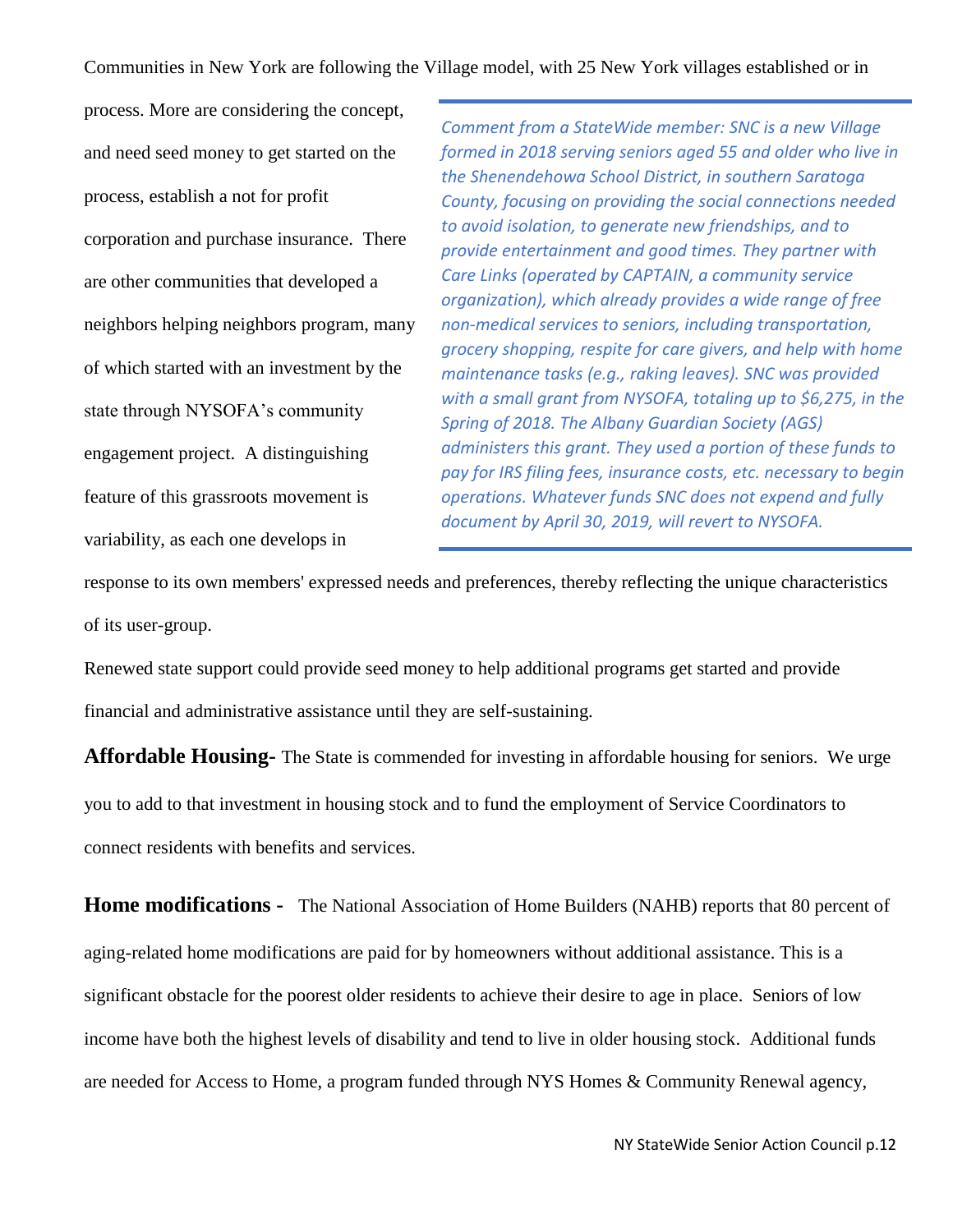Communities in New York are following the Village model, with 25 New York villages established or in process. More are considering the concept, and need seed money to get started on the process, establish a not for profit corporation and purchase insurance. There are other communities that developed a neighbors helping neighbors program, many of which started with an investment by the state through NYSOFA's community engagement project. A distinguishing feature of this grassroots movement is variability, as each one develops in response to its own members' expressed needs and preferences, thereby reflecting the unique characteristics of its user-group.

> *Comment from a StateWide member: SNC is a new Village formed in 2018 serving seniors aged 55 and older who live in the Shenendehowa School District, in southern Saratoga County, focusing on providing the social connections needed to avoid isolation, to generate new friendships, and to provide entertainment and good times. They partner with Care Links (operated by CAPTAIN, a community service organization), which already provides a wide range of free non-medical services to seniors, including transportation, grocery shopping, respite for care givers, and help with home maintenance tasks (e.g., raking leaves). SNC was provided with a small grant from NYSOFA, totaling up to $6,275, in the Spring of 2018. The Albany Guardian Society (AGS) administers this grant. They used a portion of these funds to pay for IRS filing fees, insurance costs, etc. necessary to begin operations. Whatever funds SNC does not expend and fully document by April 30, 2019, will revert to NYSOFA.*

Renewed state support could provide seed money to help additional programs get started and provide financial and administrative assistance until they are self-sustaining.

**Affordable Housing-** The State is commended for investing in affordable housing for seniors. We urge you to add to that investment in housing stock and to fund the employment of Service Coordinators to connect residents with benefits and services.

**Home modifications -** The National Association of Home Builders (NAHB) reports that 80 percent of aging-related home modifications are paid for by homeowners without additional assistance. This is a significant obstacle for the poorest older residents to achieve their desire to age in place. Seniors of low income have both the highest levels of disability and tend to live in older housing stock. Additional funds are needed for Access to Home, a program funded through NYS Homes & Community Renewal agency,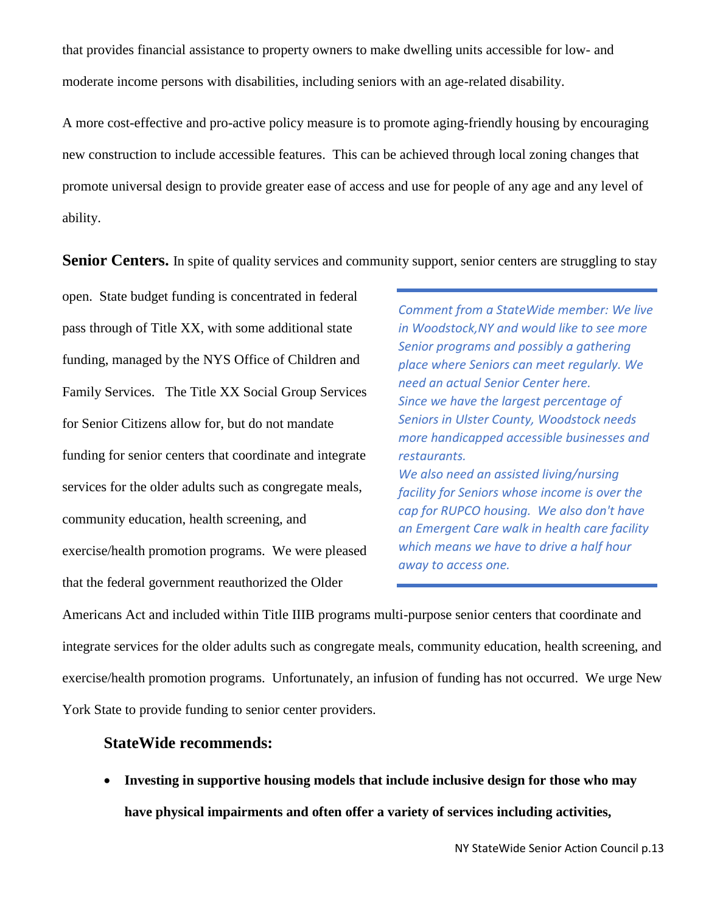that provides financial assistance to property owners to make dwelling units accessible for low- and moderate income persons with disabilities, including seniors with an age-related disability.

A more cost-effective and pro-active policy measure is to promote aging-friendly housing by encouraging new construction to include accessible features. This can be achieved through local zoning changes that promote universal design to provide greater ease of access and use for people of any age and any level of ability.

**Senior Centers.** In spite of quality services and community support, senior centers are struggling to stay open. State budget funding is concentrated in federal pass through of Title XX, with some additional state funding, managed by the NYS Office of Children and Family Services. The Title XX Social Group Services for Senior Citizens allow for, but do not mandate funding for senior centers that coordinate and integrate services for the older adults such as congregate meals, community education, health screening, and exercise/health promotion programs. We were pleased that the federal government reauthorized the Older Americans Act and included within Title IIIB programs multi-purpose senior centers that coordinate and integrate services for the older adults such as congregate meals, community education, health screening, and exercise/health promotion programs. Unfortunately, an infusion of funding has not occurred. We urge New York State to provide funding to senior center providers.

---

*Comment from a StateWide member: We live in Woodstock,NY and would like to see more Senior programs and possibly a gathering place where Seniors can meet regularly. We need an actual Senior Center here.*
*Since we have the largest percentage of Seniors in Ulster County, Woodstock needs more handicapped accessible businesses and restaurants.*
*We also need an assisted living/nursing facility for Seniors whose income is over the cap for RUPCO housing. We also don't have an Emergent Care walk in health care facility which means we have to drive a half hour away to access one.*

---

### StateWide recommends:

- **Investing in supportive housing models that include inclusive design for those who may have physical impairments and often offer a variety of services including activities,**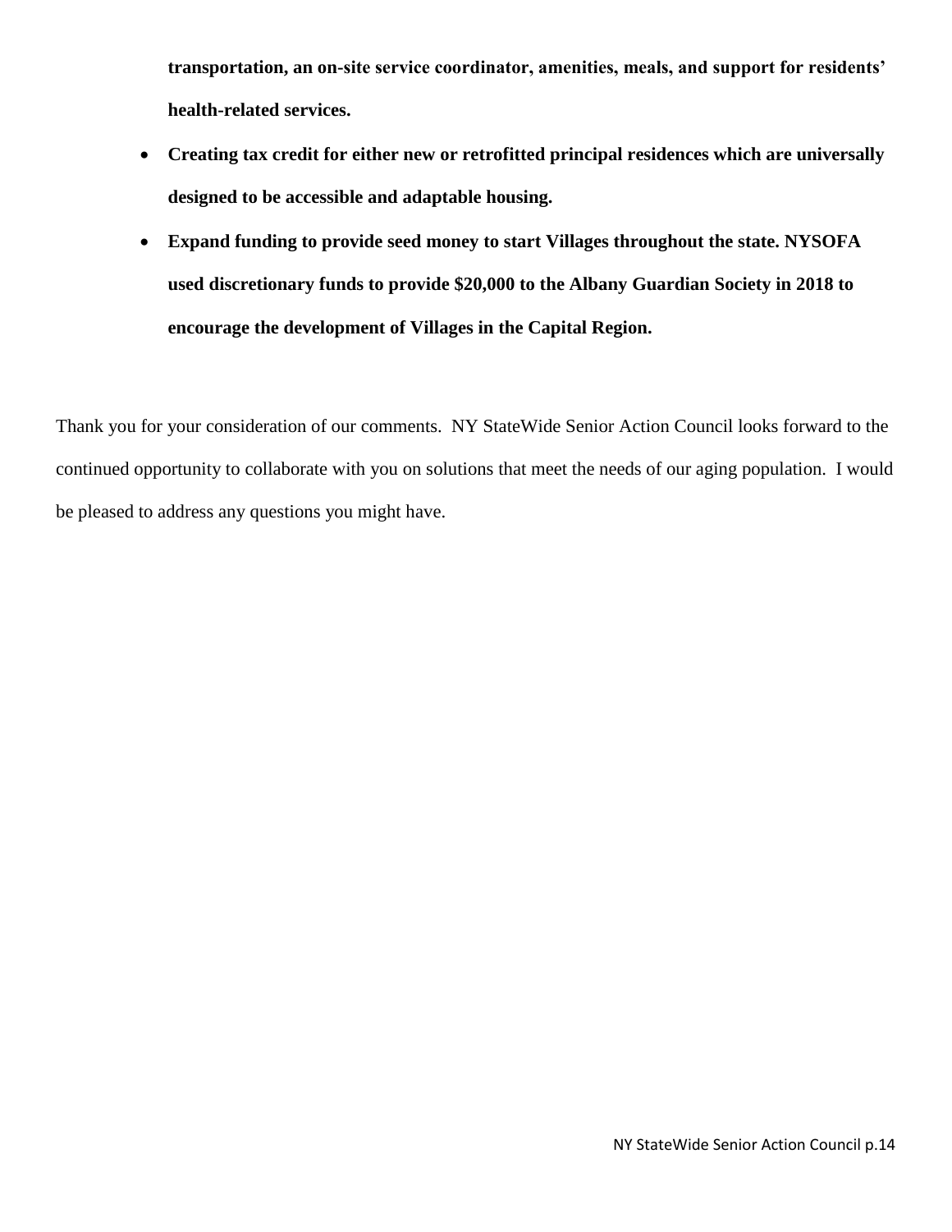**transportation, an on-site service coordinator, amenities, meals, and support for residents' health-related services.**

- **Creating tax credit for either new or retrofitted principal residences which are universally designed to be accessible and adaptable housing.**
- **Expand funding to provide seed money to start Villages throughout the state. NYSOFA used discretionary funds to provide $20,000 to the Albany Guardian Society in 2018 to encourage the development of Villages in the Capital Region.**

Thank you for your consideration of our comments. NY StateWide Senior Action Council looks forward to the continued opportunity to collaborate with you on solutions that meet the needs of our aging population. I would be pleased to address any questions you might have.